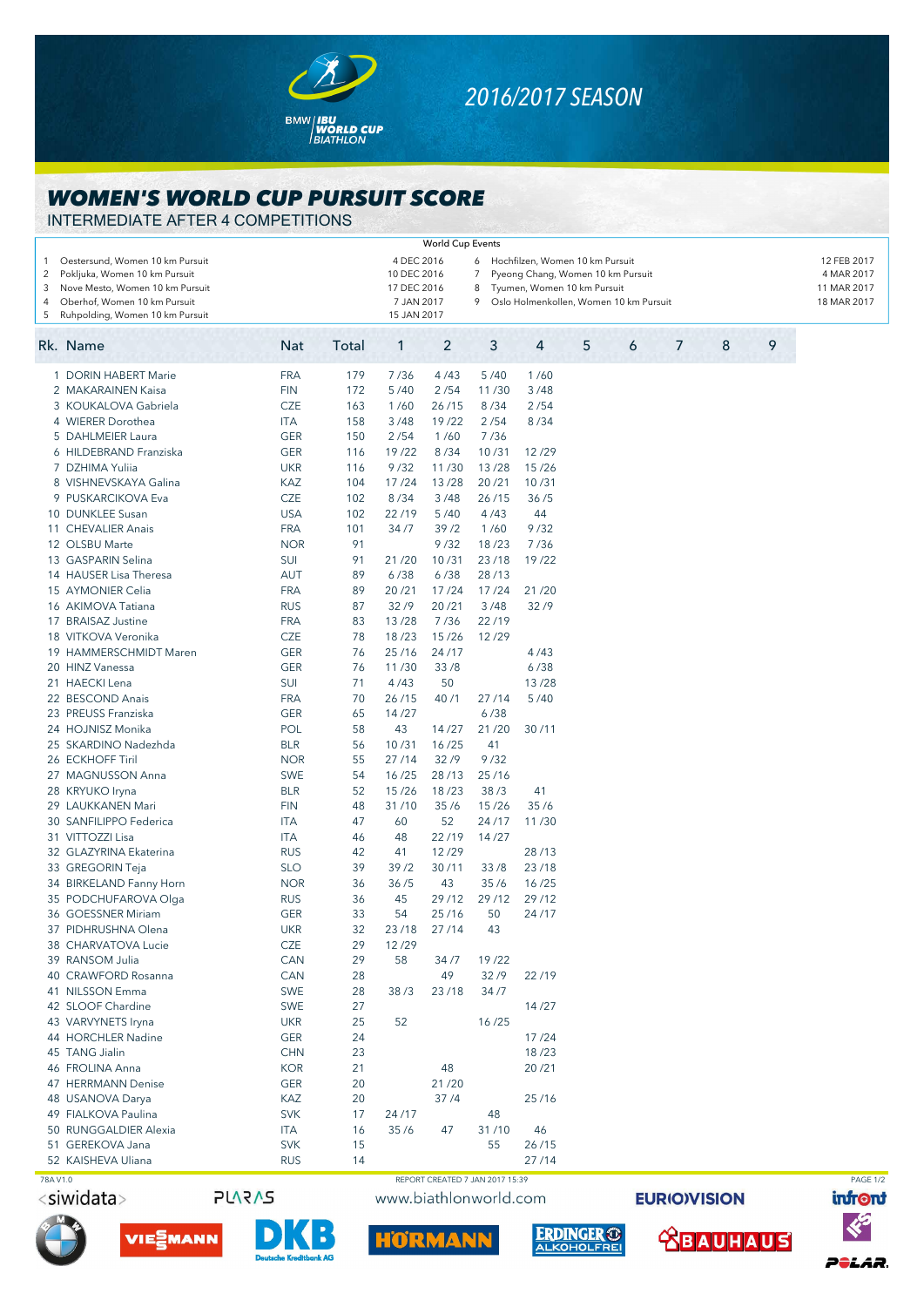# 2016/2017 SEASON

## WOMEN'S WORLD CUP PURSUIT SCORE

INTERMEDIATE AFTER 4 COMPETITIONS

**World Cup Events**

| # | Event | Date |
|---|---|---|
| 1 | Oestersund, Women 10 km Pursuit | 4 DEC 2016 |
| 2 | Pokljuka, Women 10 km Pursuit | 10 DEC 2016 |
| 3 | Nove Mesto, Women 10 km Pursuit | 17 DEC 2016 |
| 4 | Oberhof, Women 10 km Pursuit | 7 JAN 2017 |
| 5 | Ruhpolding, Women 10 km Pursuit | 15 JAN 2017 |
| 6 | Hochfilzen, Women 10 km Pursuit | 12 FEB 2017 |
| 7 | Pyeong Chang, Women 10 km Pursuit | 4 MAR 2017 |
| 8 | Tyumen, Women 10 km Pursuit | 11 MAR 2017 |
| 9 | Oslo Holmenkollen, Women 10 km Pursuit | 18 MAR 2017 |

| Rk. | Name | Nat | Total | 1 | 2 | 3 | 4 | 5 | 6 | 7 | 8 | 9 |
|---|---|---|---|---|---|---|---|---|---|---|---|---|
| 1 | DORIN HABERT Marie | FRA | 179 | 7 /36 | 4 /43 | 5 /40 | 1 /60 | | | | | |
| 2 | MAKARAINEN Kaisa | FIN | 172 | 5 /40 | 2 /54 | 11 /30 | 3 /48 | | | | | |
| 3 | KOUKALOVA Gabriela | CZE | 163 | 1 /60 | 26 /15 | 8 /34 | 2 /54 | | | | | |
| 4 | WIERER Dorothea | ITA | 158 | 3 /48 | 19 /22 | 2 /54 | 8 /34 | | | | | |
| 5 | DAHLMEIER Laura | GER | 150 | 2 /54 | 1 /60 | 7 /36 | | | | | | |
| 6 | HILDEBRAND Franziska | GER | 116 | 19 /22 | 8 /34 | 10 /31 | 12 /29 | | | | | |
| 7 | DZHIMA Yuliia | UKR | 116 | 9 /32 | 11 /30 | 13 /28 | 15 /26 | | | | | |
| 8 | VISHNEVSKAYA Galina | KAZ | 104 | 17 /24 | 13 /28 | 20 /21 | 10 /31 | | | | | |
| 9 | PUSKARCIKOVA Eva | CZE | 102 | 8 /34 | 3 /48 | 26 /15 | 36 /5 | | | | | |
| 10 | DUNKLEE Susan | USA | 102 | 22 /19 | 5 /40 | 4 /43 | 44 | | | | | |
| 11 | CHEVALIER Anais | FRA | 101 | 34 /7 | 39 /2 | 1 /60 | 9 /32 | | | | | |
| 12 | OLSBU Marte | NOR | 91 | | 9 /32 | 18 /23 | 7 /36 | | | | | |
| 13 | GASPARIN Selina | SUI | 91 | 21 /20 | 10 /31 | 23 /18 | 19 /22 | | | | | |
| 14 | HAUSER Lisa Theresa | AUT | 89 | 6 /38 | 6 /38 | 28 /13 | | | | | | |
| 15 | AYMONIER Celia | FRA | 89 | 20 /21 | 17 /24 | 17 /24 | 21 /20 | | | | | |
| 16 | AKIMOVA Tatiana | RUS | 87 | 32 /9 | 20 /21 | 3 /48 | 32 /9 | | | | | |
| 17 | BRAISAZ Justine | FRA | 83 | 13 /28 | 7 /36 | 22 /19 | | | | | | |
| 18 | VITKOVA Veronika | CZE | 78 | 18 /23 | 15 /26 | 12 /29 | | | | | | |
| 19 | HAMMERSCHMIDT Maren | GER | 76 | 25 /16 | 24 /17 | | 4 /43 | | | | | |
| 20 | HINZ Vanessa | GER | 76 | 11 /30 | 33 /8 | | 6 /38 | | | | | |
| 21 | HAECKI Lena | SUI | 71 | 4 /43 | 50 | | 13 /28 | | | | | |
| 22 | BESCOND Anais | FRA | 70 | 26 /15 | 40 /1 | 27 /14 | 5 /40 | | | | | |
| 23 | PREUSS Franziska | GER | 65 | 14 /27 | | 6 /38 | | | | | | |
| 24 | HOJNISZ Monika | POL | 58 | 43 | 14 /27 | 21 /20 | 30 /11 | | | | | |
| 25 | SKARDINO Nadezhda | BLR | 56 | 10 /31 | 16 /25 | 41 | | | | | | |
| 26 | ECKHOFF Tiril | NOR | 55 | 27 /14 | 32 /9 | 9 /32 | | | | | | |
| 27 | MAGNUSSON Anna | SWE | 54 | 16 /25 | 28 /13 | 25 /16 | | | | | | |
| 28 | KRYUKO Iryna | BLR | 52 | 15 /26 | 18 /23 | 38 /3 | 41 | | | | | |
| 29 | LAUKKANEN Mari | FIN | 48 | 31 /10 | 35 /6 | 15 /26 | 35 /6 | | | | | |
| 30 | SANFILIPPO Federica | ITA | 47 | 60 | 52 | 24 /17 | 11 /30 | | | | | |
| 31 | VITTOZZI Lisa | ITA | 46 | 48 | 22 /19 | 14 /27 | | | | | | |
| 32 | GLAZYRINA Ekaterina | RUS | 42 | 41 | 12 /29 | | 28 /13 | | | | | |
| 33 | GREGORIN Teja | SLO | 39 | 39 /2 | 30 /11 | 33 /8 | 23 /18 | | | | | |
| 34 | BIRKELAND Fanny Horn | NOR | 36 | 36 /5 | 43 | 35 /6 | 16 /25 | | | | | |
| 35 | PODCHUFAROVA Olga | RUS | 36 | 45 | 29 /12 | 29 /12 | 29 /12 | | | | | |
| 36 | GOESSNER Miriam | GER | 33 | 54 | 25 /16 | 50 | 24 /17 | | | | | |
| 37 | PIDHRUSHNA Olena | UKR | 32 | 23 /18 | 27 /14 | 43 | | | | | | |
| 38 | CHARVATOVA Lucie | CZE | 29 | 12 /29 | | | | | | | | |
| 39 | RANSOM Julia | CAN | 29 | 58 | 34 /7 | 19 /22 | | | | | | |
| 40 | CRAWFORD Rosanna | CAN | 28 | | 49 | 32 /9 | 22 /19 | | | | | |
| 41 | NILSSON Emma | SWE | 28 | 38 /3 | 23 /18 | 34 /7 | | | | | | |
| 42 | SLOOF Chardine | SWE | 27 | | | | 14 /27 | | | | | |
| 43 | VARVYNETS Iryna | UKR | 25 | 52 | | 16 /25 | | | | | | |
| 44 | HORCHLER Nadine | GER | 24 | | | | 17 /24 | | | | | |
| 45 | TANG Jialin | CHN | 23 | | | | 18 /23 | | | | | |
| 46 | FROLINA Anna | KOR | 21 | | 48 | | 20 /21 | | | | | |
| 47 | HERRMANN Denise | GER | 20 | | 21 /20 | | | | | | | |
| 48 | USANOVA Darya | KAZ | 20 | | 37 /4 | | 25 /16 | | | | | |
| 49 | FIALKOVA Paulina | SVK | 17 | 24 /17 | | 48 | | | | | | |
| 50 | RUNGGALDIER Alexia | ITA | 16 | 35 /6 | 47 | 31 /10 | 46 | | | | | |
| 51 | GEREKOVA Jana | SVK | 15 | | | 55 | 26 /15 | | | | | |
| 52 | KAISHEVA Uliana | RUS | 14 | | | | 27 /14 | | | | | |

78A V1.0 REPORT CREATED 7 JAN 2017 15:39

www.biathlonworld.com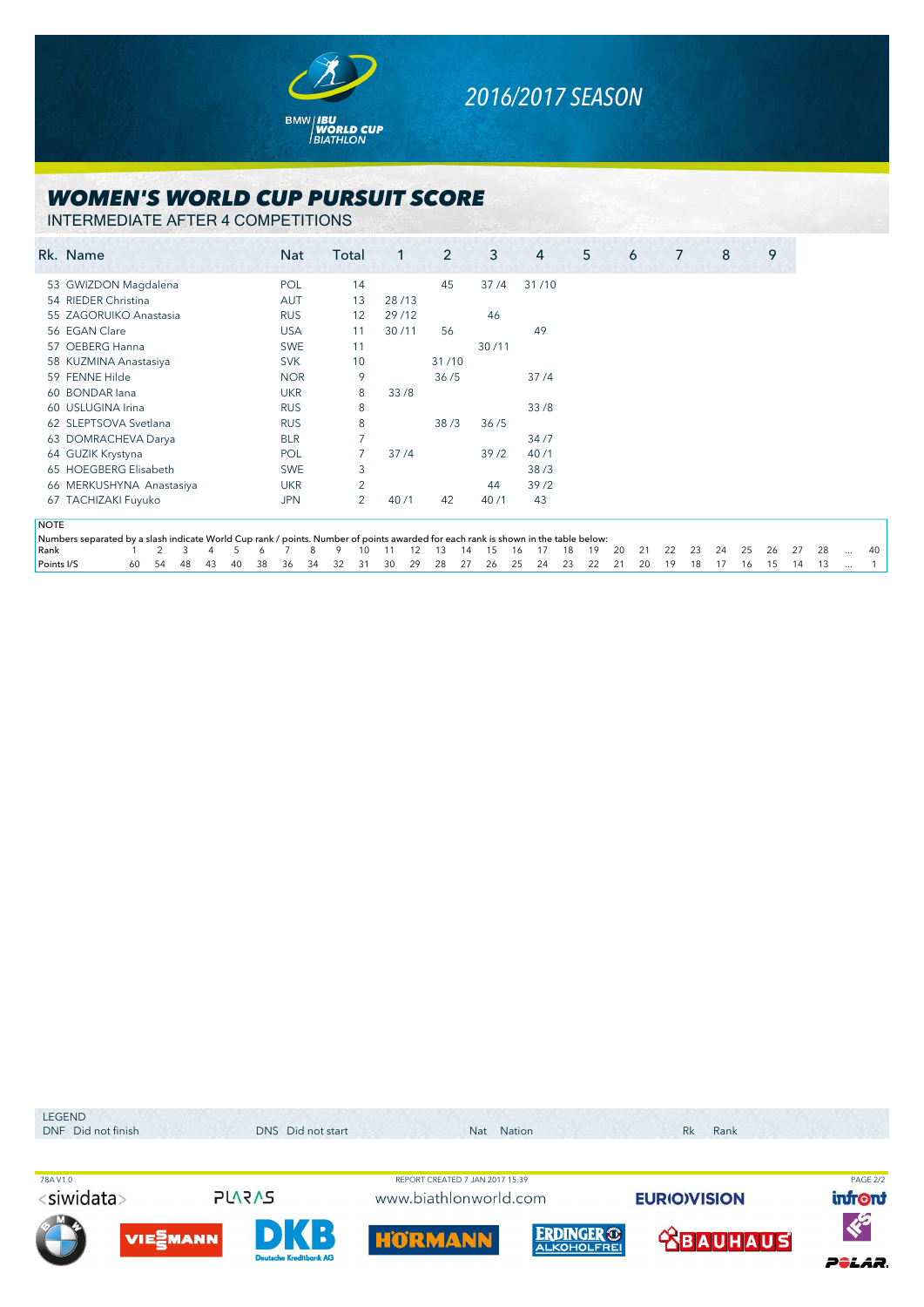## 2016/2017 SEASON

# WOMEN'S WORLD CUP PURSUIT SCORE

INTERMEDIATE AFTER 4 COMPETITIONS

| Rk. | Name | Nat | Total | 1 | 2 | 3 | 4 | 5 | 6 | 7 | 8 | 9 |
|---|---|---|---|---|---|---|---|---|---|---|---|---|
| 53 | GWIZDON Magdalena | POL | 14 | | 45 | 37 /4 | 31 /10 | | | | | |
| 54 | RIEDER Christina | AUT | 13 | 28 /13 | | | | | | | | |
| 55 | ZAGORUIKO Anastasia | RUS | 12 | 29 /12 | | 46 | | | | | | |
| 56 | EGAN Clare | USA | 11 | 30 /11 | 56 | | 49 | | | | | |
| 57 | OEBERG Hanna | SWE | 11 | | | 30 /11 | | | | | | |
| 58 | KUZMINA Anastasiya | SVK | 10 | | 31 /10 | | | | | | | |
| 59 | FENNE Hilde | NOR | 9 | | 36 /5 | | 37 /4 | | | | | |
| 60 | BONDAR Iana | UKR | 8 | 33 /8 | | | | | | | | |
| 60 | USLUGINA Irina | RUS | 8 | | | | 33 /8 | | | | | |
| 62 | SLEPTSOVA Svetlana | RUS | 8 | | 38 /3 | 36 /5 | | | | | | |
| 63 | DOMRACHEVA Darya | BLR | 7 | | | | 34 /7 | | | | | |
| 64 | GUZIK Krystyna | POL | 7 | 37 /4 | | 39 /2 | 40 /1 | | | | | |
| 65 | HOEGBERG Elisabeth | SWE | 3 | | | | 38 /3 | | | | | |
| 66 | MERKUSHYNA Anastasiya | UKR | 2 | | | 44 | 39 /2 | | | | | |
| 67 | TACHIZAKI Fuyuko | JPN | 2 | 40 /1 | 42 | 40 /1 | 43 | | | | | |

NOTE

Numbers separated by a slash indicate World Cup rank / points. Number of points awarded for each rank is shown in the table below:

| Rank | 1 | 2 | 3 | 4 | 5 | 6 | 7 | 8 | 9 | 10 | 11 | 12 | 13 | 14 | 15 | 16 | 17 | 18 | 19 | 20 | 21 | 22 | 23 | 24 | 25 | 26 | 27 | 28 | ... | 40 |
|---|---|---|---|---|---|---|---|---|---|---|---|---|---|---|---|---|---|---|---|---|---|---|---|---|---|---|---|---|---|---|
| Points I/S | 60 | 54 | 48 | 43 | 40 | 38 | 36 | 34 | 32 | 31 | 30 | 29 | 28 | 27 | 26 | 25 | 24 | 23 | 22 | 21 | 20 | 19 | 18 | 17 | 16 | 15 | 14 | 13 | ... | 1 |

LEGEND

DNF Did not finish    DNS Did not start    Nat Nation    Rk Rank